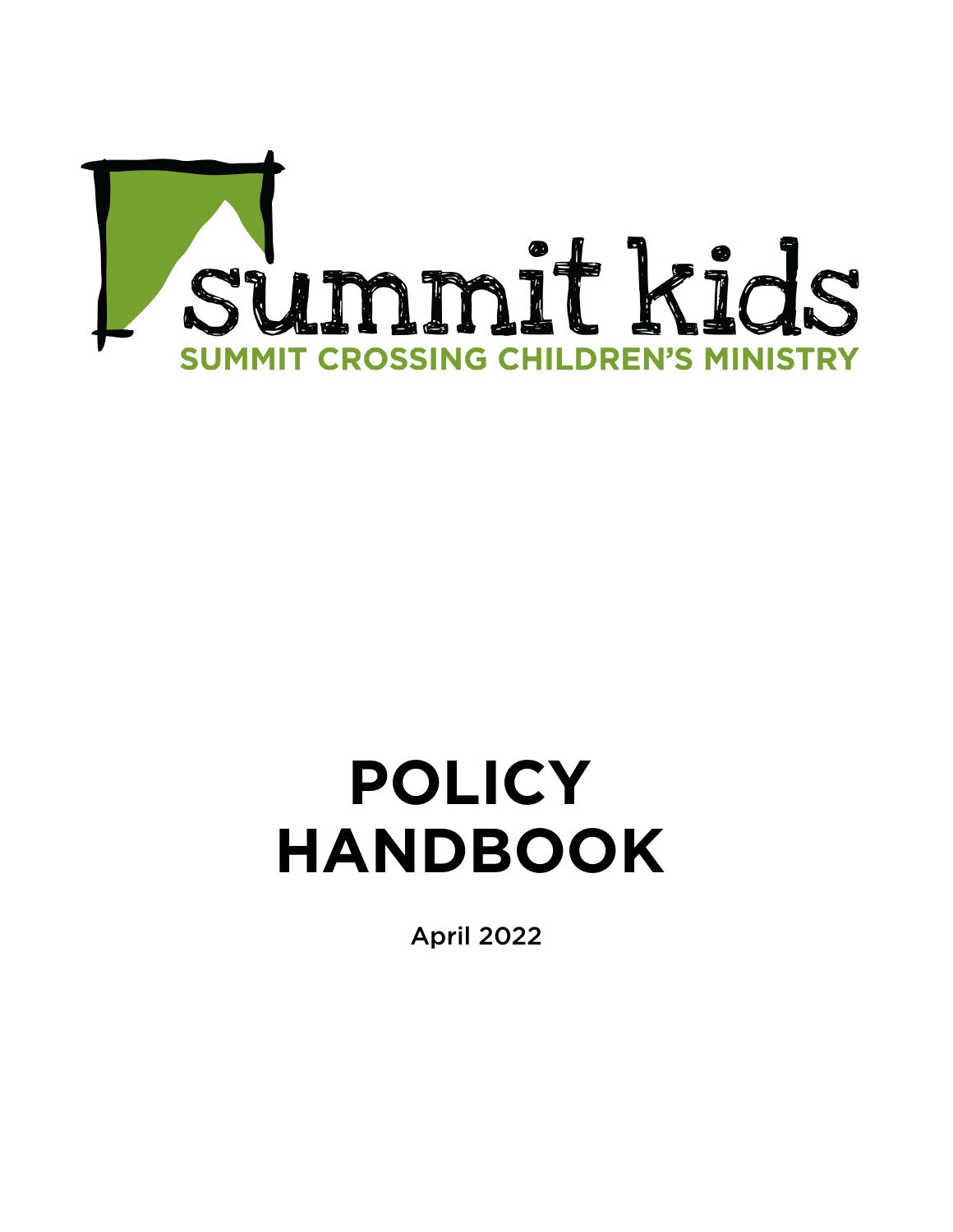summit kids

SUMMIT CROSSING CHILDREN'S MINISTRY

# POLICY HANDBOOK

April 2022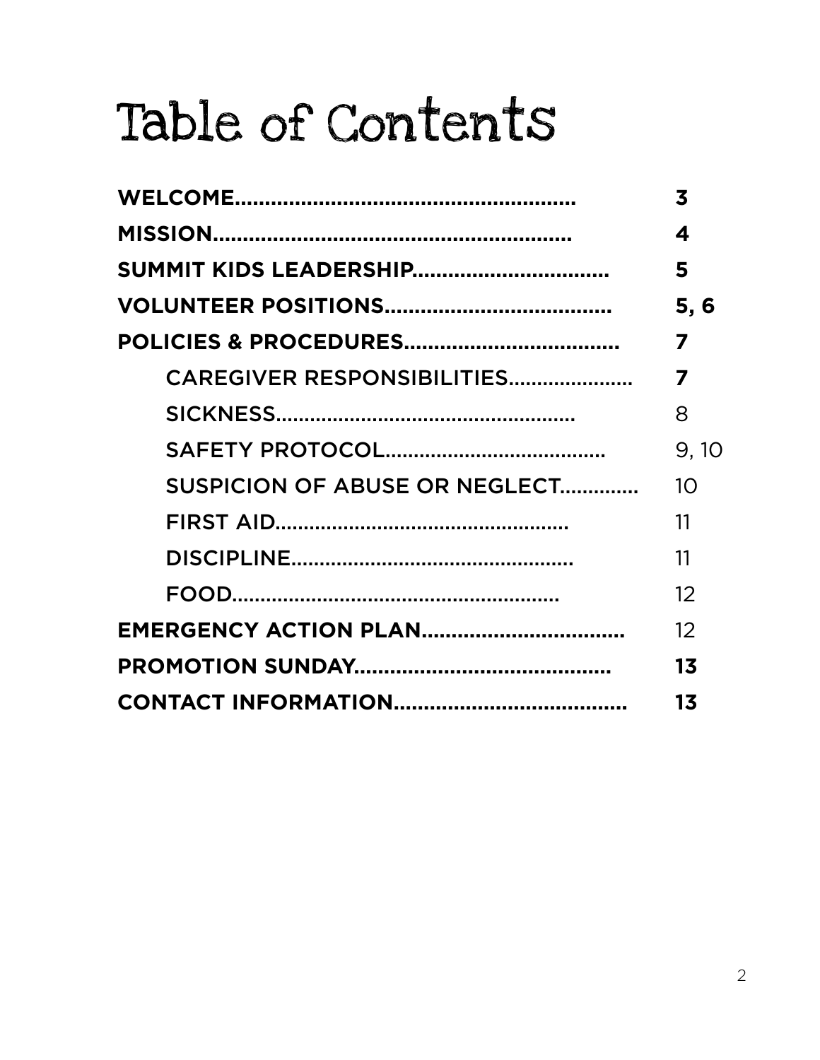# Table of Contents

| | |
|---|---|
| **WELCOME** | **3** |
| **MISSION** | **4** |
| **SUMMIT KIDS LEADERSHIP** | **5** |
| **VOLUNTEER POSITIONS** | **5, 6** |
| **POLICIES & PROCEDURES** | **7** |
| CAREGIVER RESPONSIBILITIES | **7** |
| SICKNESS | 8 |
| SAFETY PROTOCOL | 9, 10 |
| SUSPICION OF ABUSE OR NEGLECT | 10 |
| FIRST AID | 11 |
| DISCIPLINE | 11 |
| FOOD | 12 |
| **EMERGENCY ACTION PLAN** | 12 |
| **PROMOTION SUNDAY** | **13** |
| **CONTACT INFORMATION** | **13** |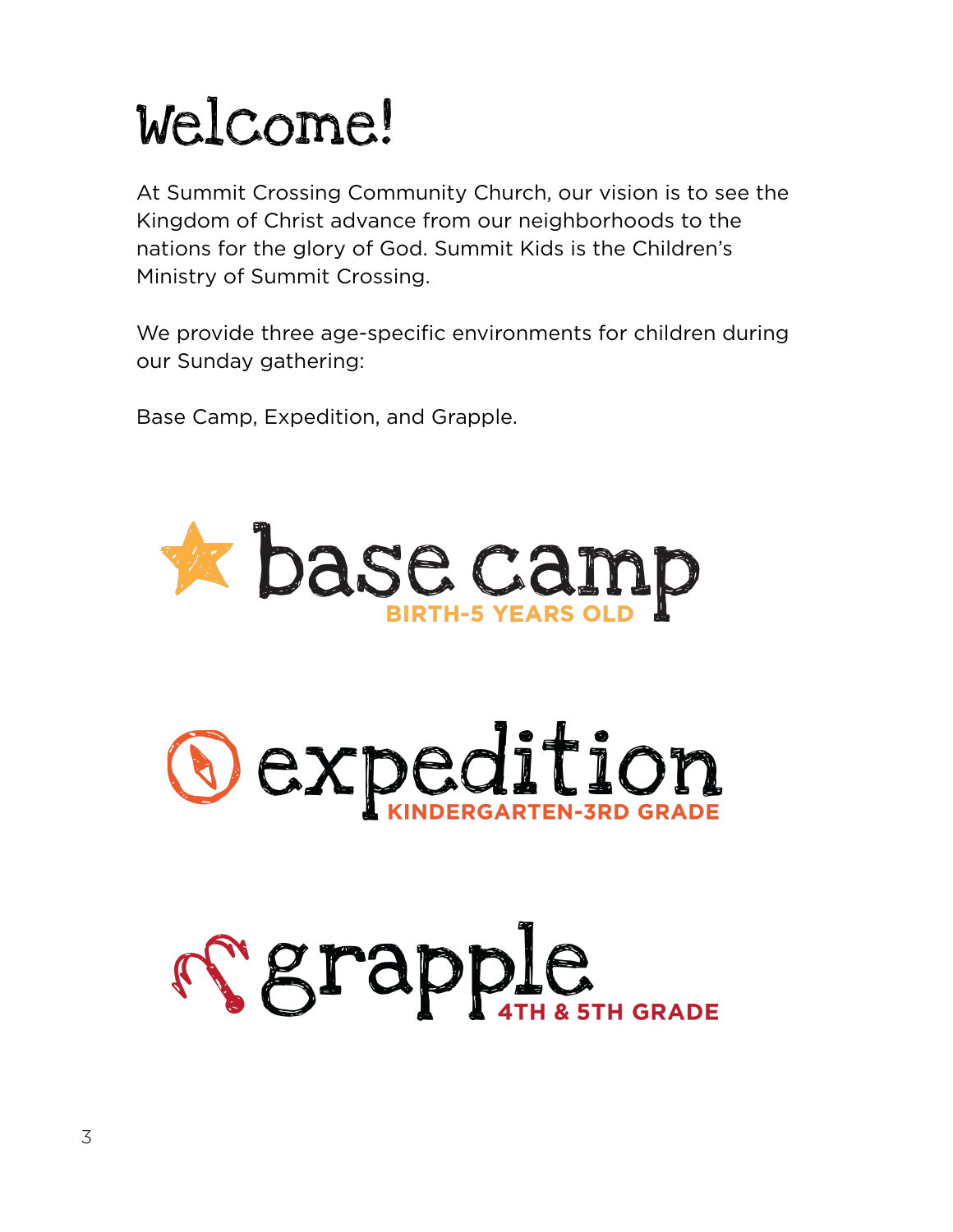# Welcome!

At Summit Crossing Community Church, our vision is to see the Kingdom of Christ advance from our neighborhoods to the nations for the glory of God. Summit Kids is the Children's Ministry of Summit Crossing.

We provide three age-specific environments for children during our Sunday gathering:

Base Camp, Expedition, and Grapple.

**base camp**
BIRTH-5 YEARS OLD

**expedition**
KINDERGARTEN-3RD GRADE

**grapple**
4TH & 5TH GRADE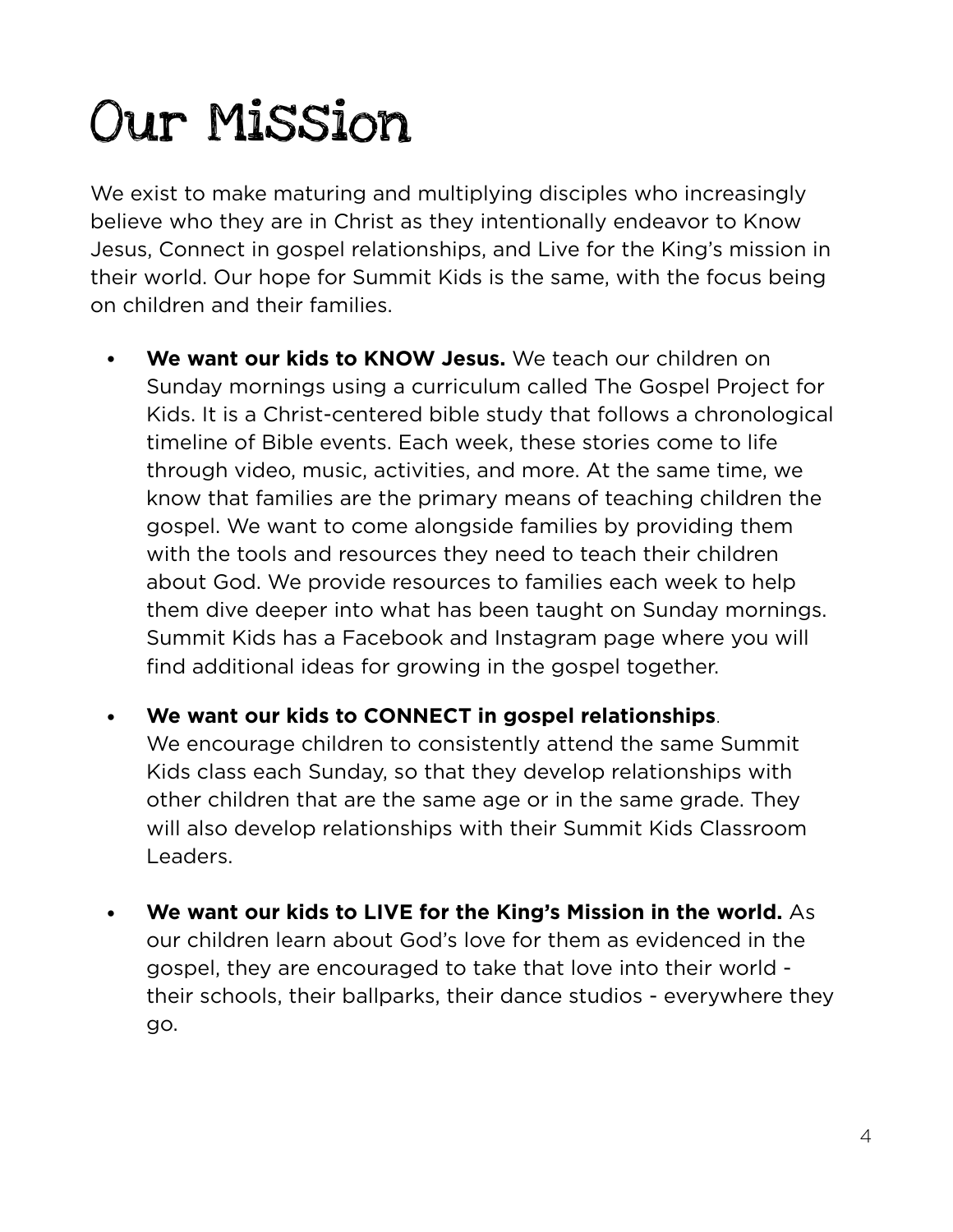# Our Mission

We exist to make maturing and multiplying disciples who increasingly believe who they are in Christ as they intentionally endeavor to Know Jesus, Connect in gospel relationships, and Live for the King's mission in their world. Our hope for Summit Kids is the same, with the focus being on children and their families.

- **We want our kids to KNOW Jesus.** We teach our children on Sunday mornings using a curriculum called The Gospel Project for Kids. It is a Christ-centered bible study that follows a chronological timeline of Bible events. Each week, these stories come to life through video, music, activities, and more. At the same time, we know that families are the primary means of teaching children the gospel. We want to come alongside families by providing them with the tools and resources they need to teach their children about God. We provide resources to families each week to help them dive deeper into what has been taught on Sunday mornings. Summit Kids has a Facebook and Instagram page where you will find additional ideas for growing in the gospel together.

- **We want our kids to CONNECT in gospel relationships**. We encourage children to consistently attend the same Summit Kids class each Sunday, so that they develop relationships with other children that are the same age or in the same grade. They will also develop relationships with their Summit Kids Classroom Leaders.

- **We want our kids to LIVE for the King's Mission in the world.** As our children learn about God's love for them as evidenced in the gospel, they are encouraged to take that love into their world - their schools, their ballparks, their dance studios - everywhere they go.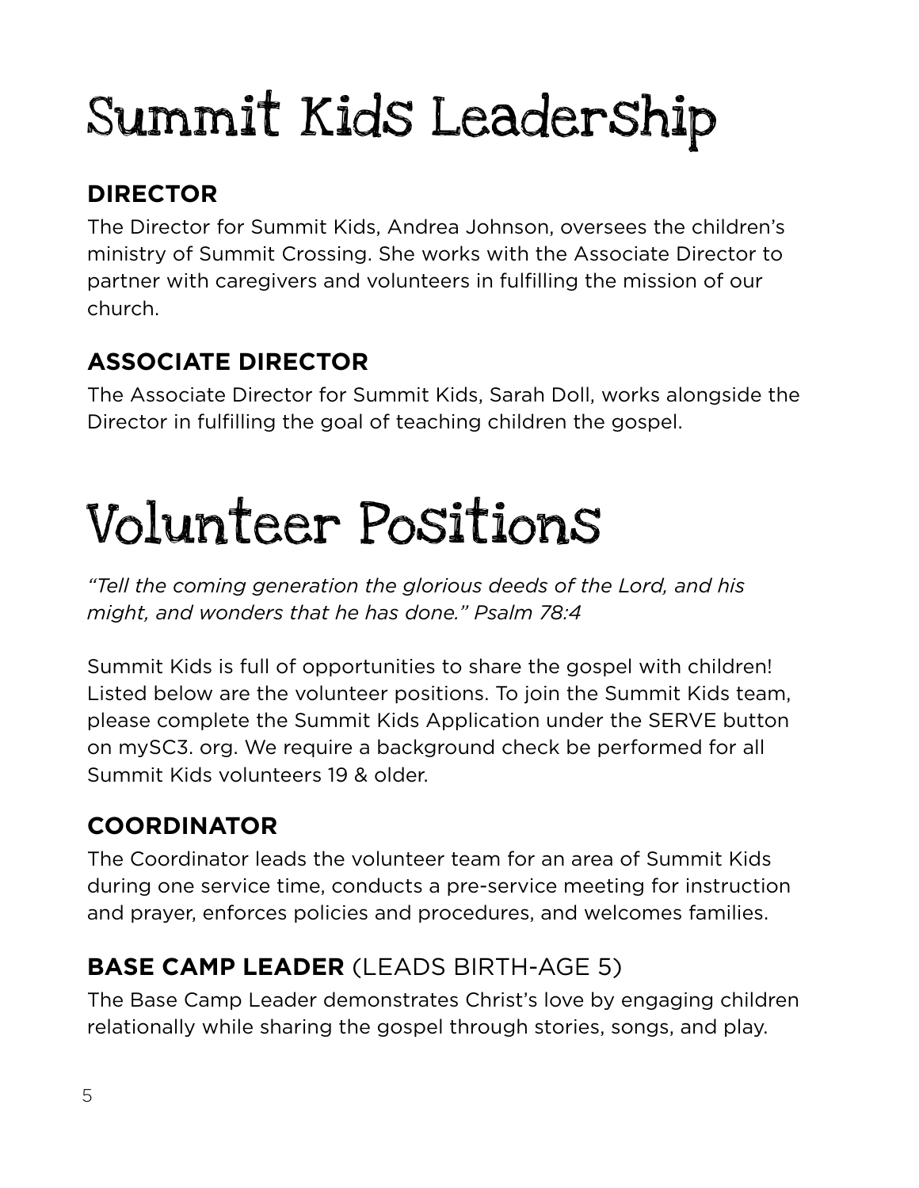# Summit Kids Leadership

## DIRECTOR

The Director for Summit Kids, Andrea Johnson, oversees the children's ministry of Summit Crossing. She works with the Associate Director to partner with caregivers and volunteers in fulfilling the mission of our church.

## ASSOCIATE DIRECTOR

The Associate Director for Summit Kids, Sarah Doll, works alongside the Director in fulfilling the goal of teaching children the gospel.

# Volunteer Positions

*"Tell the coming generation the glorious deeds of the Lord, and his might, and wonders that he has done." Psalm 78:4*

Summit Kids is full of opportunities to share the gospel with children! Listed below are the volunteer positions. To join the Summit Kids team, please complete the Summit Kids Application under the SERVE button on mySC3. org. We require a background check be performed for all Summit Kids volunteers 19 & older.

## COORDINATOR

The Coordinator leads the volunteer team for an area of Summit Kids during one service time, conducts a pre-service meeting for instruction and prayer, enforces policies and procedures, and welcomes families.

## BASE CAMP LEADER (LEADS BIRTH-AGE 5)

The Base Camp Leader demonstrates Christ's love by engaging children relationally while sharing the gospel through stories, songs, and play.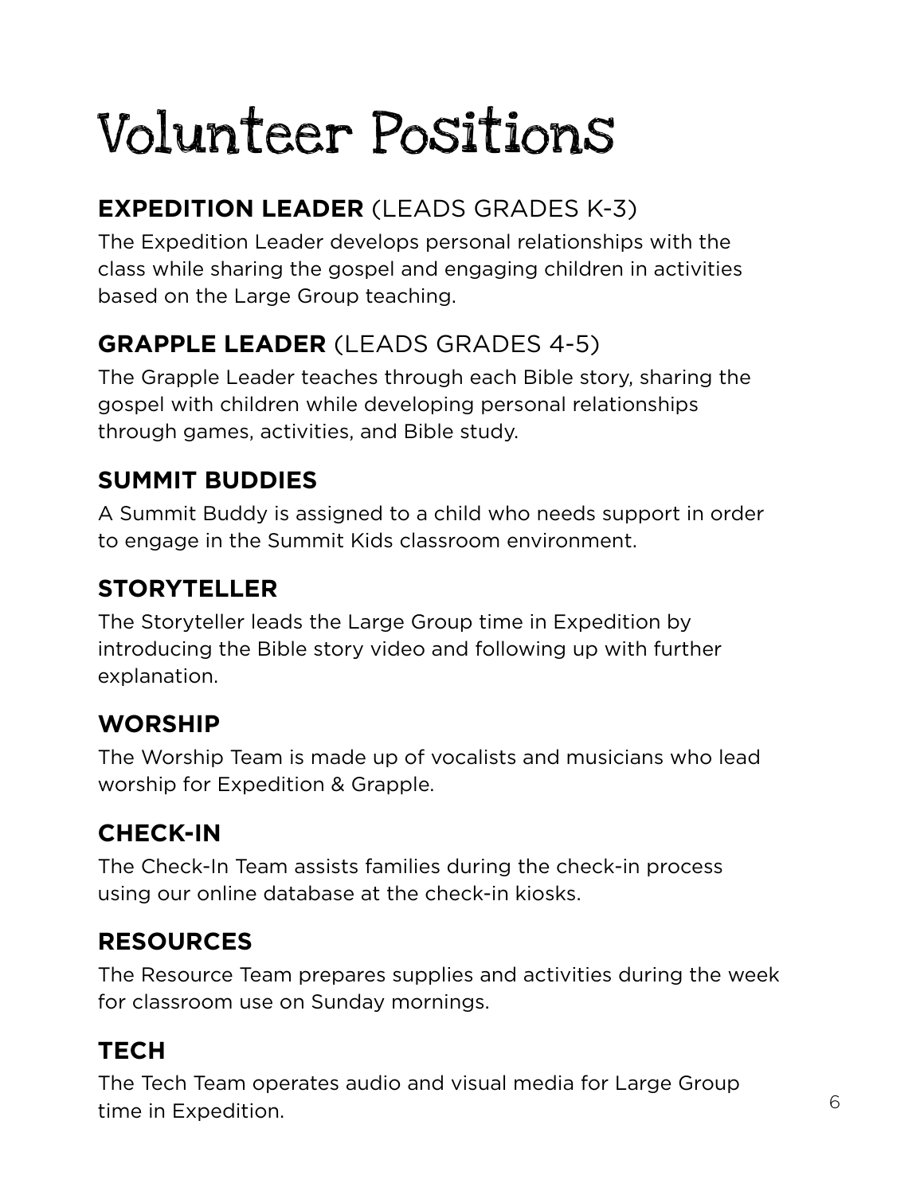# Volunteer Positions

## **EXPEDITION LEADER** (LEADS GRADES K-3)

The Expedition Leader develops personal relationships with the class while sharing the gospel and engaging children in activities based on the Large Group teaching.

## **GRAPPLE LEADER** (LEADS GRADES 4-5)

The Grapple Leader teaches through each Bible story, sharing the gospel with children while developing personal relationships through games, activities, and Bible study.

## **SUMMIT BUDDIES**

A Summit Buddy is assigned to a child who needs support in order to engage in the Summit Kids classroom environment.

## **STORYTELLER**

The Storyteller leads the Large Group time in Expedition by introducing the Bible story video and following up with further explanation.

## **WORSHIP**

The Worship Team is made up of vocalists and musicians who lead worship for Expedition & Grapple.

## **CHECK-IN**

The Check-In Team assists families during the check-in process using our online database at the check-in kiosks.

## **RESOURCES**

The Resource Team prepares supplies and activities during the week for classroom use on Sunday mornings.

## **TECH**

The Tech Team operates audio and visual media for Large Group time in Expedition.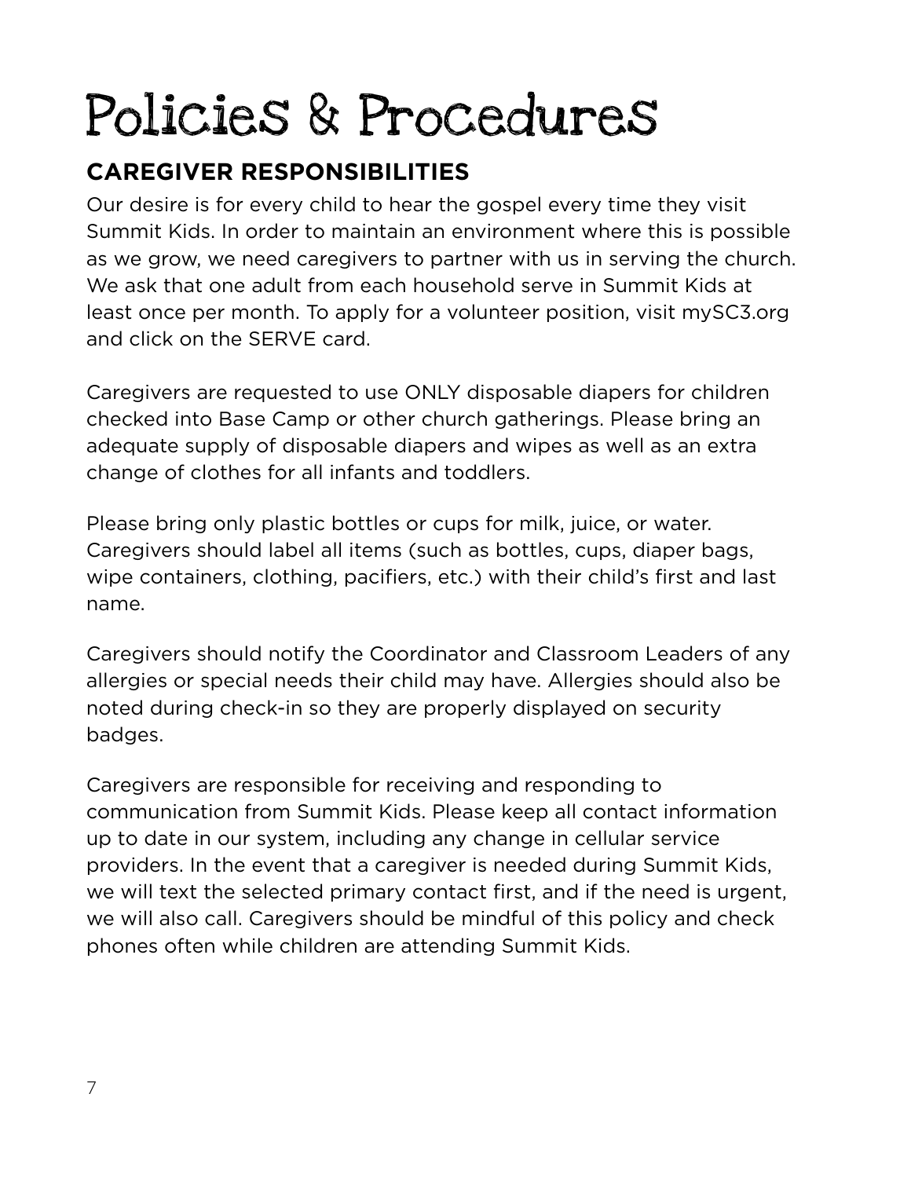# Policies & Procedures

## CAREGIVER RESPONSIBILITIES

Our desire is for every child to hear the gospel every time they visit Summit Kids. In order to maintain an environment where this is possible as we grow, we need caregivers to partner with us in serving the church. We ask that one adult from each household serve in Summit Kids at least once per month. To apply for a volunteer position, visit mySC3.org and click on the SERVE card.

Caregivers are requested to use ONLY disposable diapers for children checked into Base Camp or other church gatherings. Please bring an adequate supply of disposable diapers and wipes as well as an extra change of clothes for all infants and toddlers.

Please bring only plastic bottles or cups for milk, juice, or water. Caregivers should label all items (such as bottles, cups, diaper bags, wipe containers, clothing, pacifiers, etc.) with their child's first and last name.

Caregivers should notify the Coordinator and Classroom Leaders of any allergies or special needs their child may have. Allergies should also be noted during check-in so they are properly displayed on security badges.

Caregivers are responsible for receiving and responding to communication from Summit Kids. Please keep all contact information up to date in our system, including any change in cellular service providers. In the event that a caregiver is needed during Summit Kids, we will text the selected primary contact first, and if the need is urgent, we will also call. Caregivers should be mindful of this policy and check phones often while children are attending Summit Kids.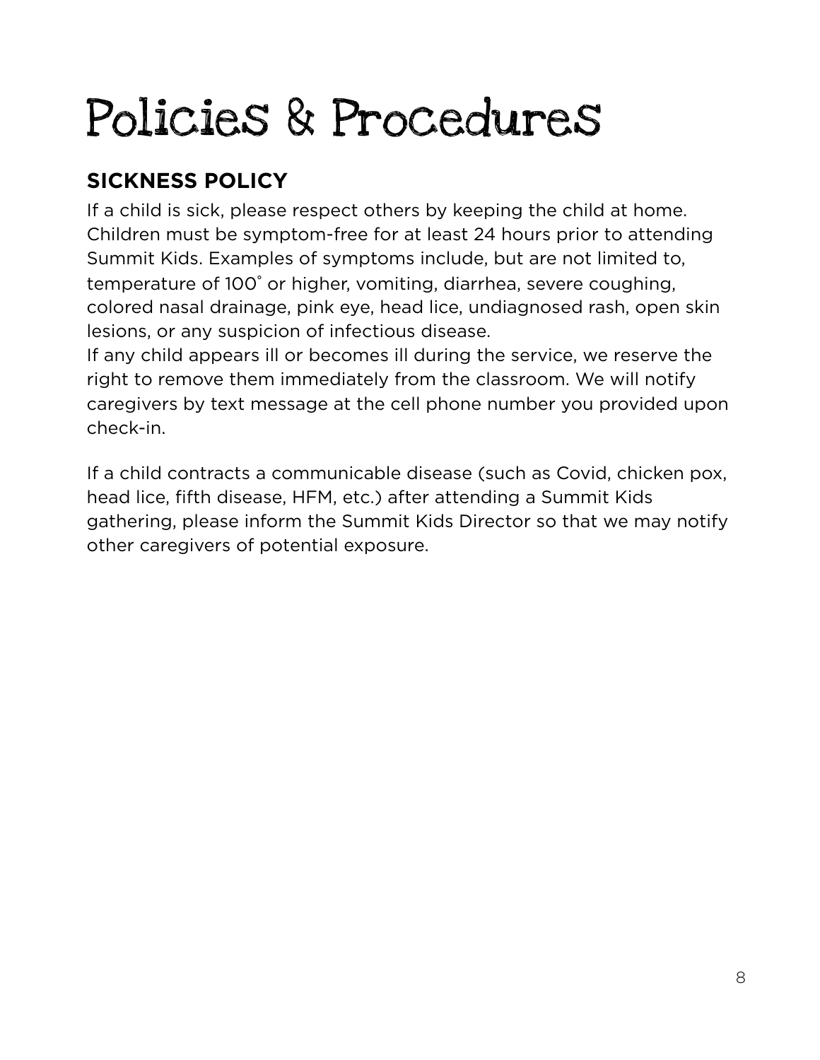# Policies & Procedures

## SICKNESS POLICY

If a child is sick, please respect others by keeping the child at home. Children must be symptom-free for at least 24 hours prior to attending Summit Kids. Examples of symptoms include, but are not limited to, temperature of 100˚ or higher, vomiting, diarrhea, severe coughing, colored nasal drainage, pink eye, head lice, undiagnosed rash, open skin lesions, or any suspicion of infectious disease.
If any child appears ill or becomes ill during the service, we reserve the right to remove them immediately from the classroom. We will notify caregivers by text message at the cell phone number you provided upon check-in.

If a child contracts a communicable disease (such as Covid, chicken pox, head lice, fifth disease, HFM, etc.) after attending a Summit Kids gathering, please inform the Summit Kids Director so that we may notify other caregivers of potential exposure.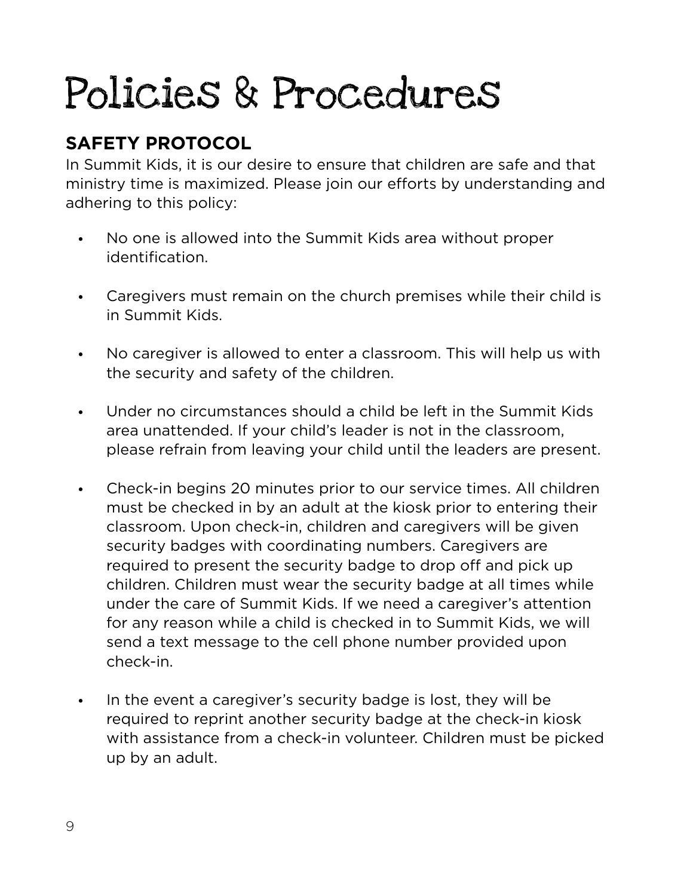# Policies & Procedures

## SAFETY PROTOCOL

In Summit Kids, it is our desire to ensure that children are safe and that ministry time is maximized. Please join our efforts by understanding and adhering to this policy:

- No one is allowed into the Summit Kids area without proper identification.
- Caregivers must remain on the church premises while their child is in Summit Kids.
- No caregiver is allowed to enter a classroom. This will help us with the security and safety of the children.
- Under no circumstances should a child be left in the Summit Kids area unattended. If your child's leader is not in the classroom, please refrain from leaving your child until the leaders are present.
- Check-in begins 20 minutes prior to our service times. All children must be checked in by an adult at the kiosk prior to entering their classroom. Upon check-in, children and caregivers will be given security badges with coordinating numbers. Caregivers are required to present the security badge to drop off and pick up children. Children must wear the security badge at all times while under the care of Summit Kids. If we need a caregiver's attention for any reason while a child is checked in to Summit Kids, we will send a text message to the cell phone number provided upon check-in.
- In the event a caregiver's security badge is lost, they will be required to reprint another security badge at the check-in kiosk with assistance from a check-in volunteer. Children must be picked up by an adult.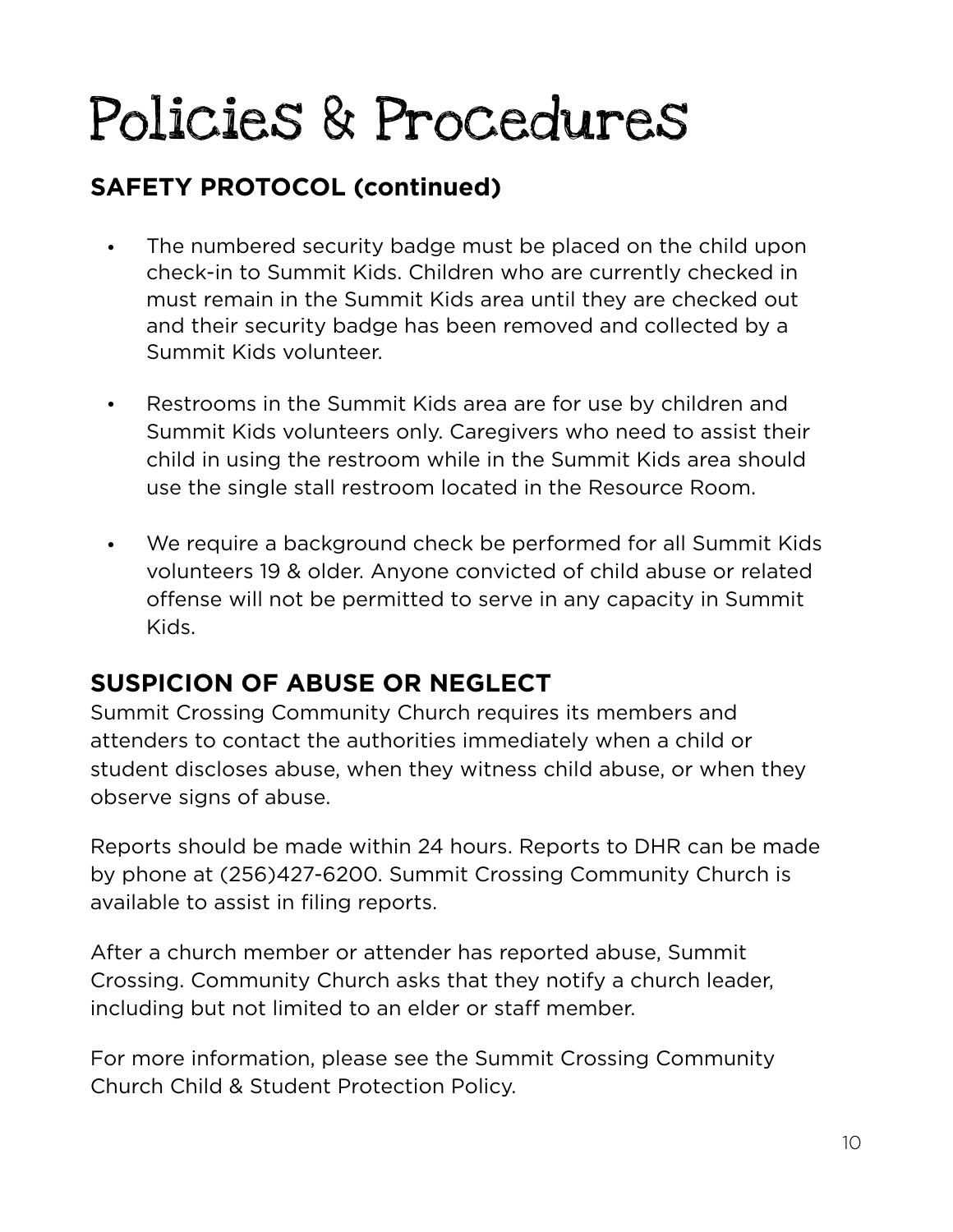# Policies & Procedures

## SAFETY PROTOCOL (continued)

- The numbered security badge must be placed on the child upon check-in to Summit Kids. Children who are currently checked in must remain in the Summit Kids area until they are checked out and their security badge has been removed and collected by a Summit Kids volunteer.
- Restrooms in the Summit Kids area are for use by children and Summit Kids volunteers only. Caregivers who need to assist their child in using the restroom while in the Summit Kids area should use the single stall restroom located in the Resource Room.
- We require a background check be performed for all Summit Kids volunteers 19 & older. Anyone convicted of child abuse or related offense will not be permitted to serve in any capacity in Summit Kids.

## SUSPICION OF ABUSE OR NEGLECT

Summit Crossing Community Church requires its members and attenders to contact the authorities immediately when a child or student discloses abuse, when they witness child abuse, or when they observe signs of abuse.

Reports should be made within 24 hours. Reports to DHR can be made by phone at (256)427-6200. Summit Crossing Community Church is available to assist in filing reports.

After a church member or attender has reported abuse, Summit Crossing. Community Church asks that they notify a church leader, including but not limited to an elder or staff member.

For more information, please see the Summit Crossing Community Church Child & Student Protection Policy.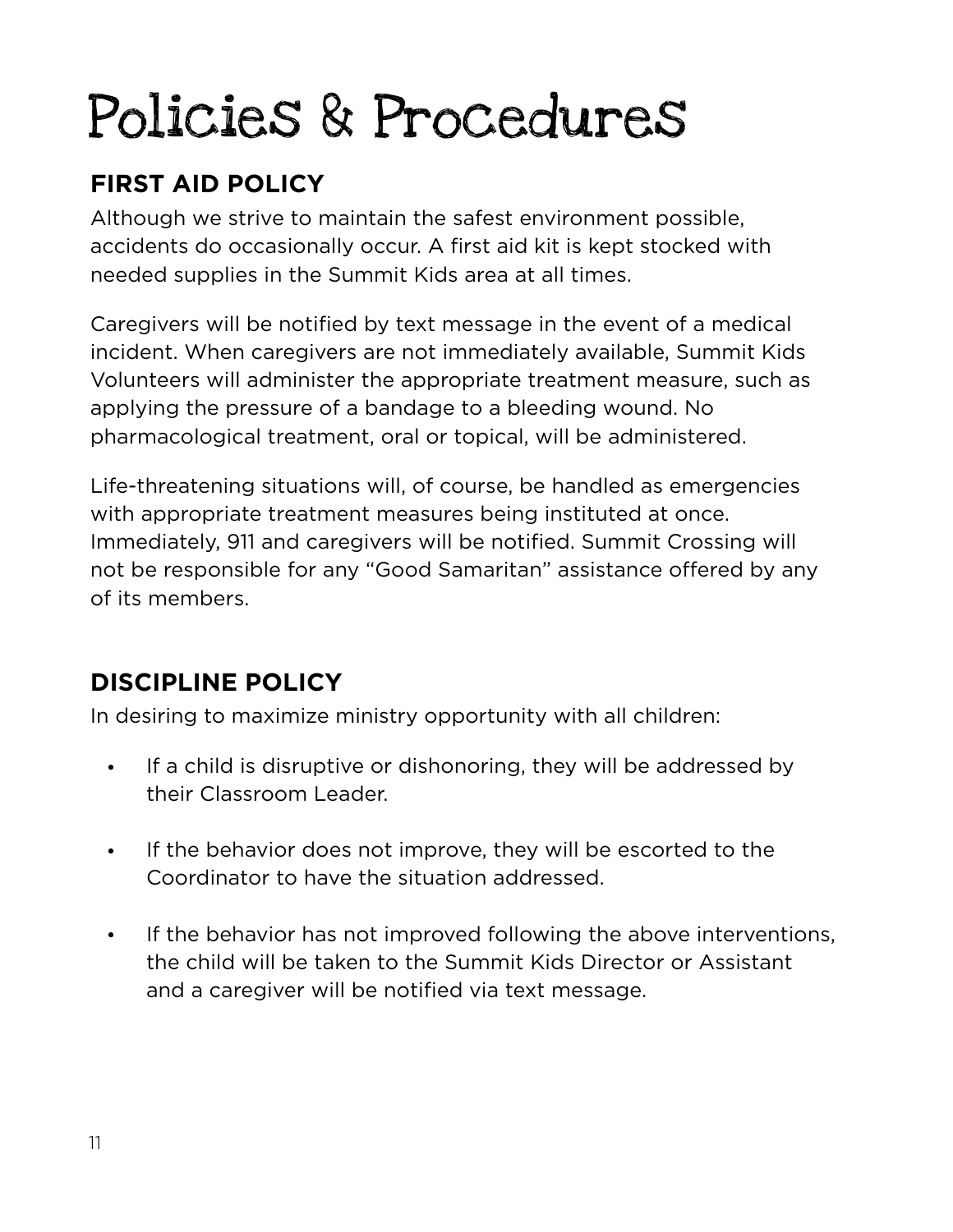# Policies & Procedures

## FIRST AID POLICY

Although we strive to maintain the safest environment possible, accidents do occasionally occur. A first aid kit is kept stocked with needed supplies in the Summit Kids area at all times.

Caregivers will be notified by text message in the event of a medical incident. When caregivers are not immediately available, Summit Kids Volunteers will administer the appropriate treatment measure, such as applying the pressure of a bandage to a bleeding wound. No pharmacological treatment, oral or topical, will be administered.

Life-threatening situations will, of course, be handled as emergencies with appropriate treatment measures being instituted at once. Immediately, 911 and caregivers will be notified. Summit Crossing will not be responsible for any "Good Samaritan" assistance offered by any of its members.

## DISCIPLINE POLICY

In desiring to maximize ministry opportunity with all children:

- If a child is disruptive or dishonoring, they will be addressed by their Classroom Leader.
- If the behavior does not improve, they will be escorted to the Coordinator to have the situation addressed.
- If the behavior has not improved following the above interventions, the child will be taken to the Summit Kids Director or Assistant and a caregiver will be notified via text message.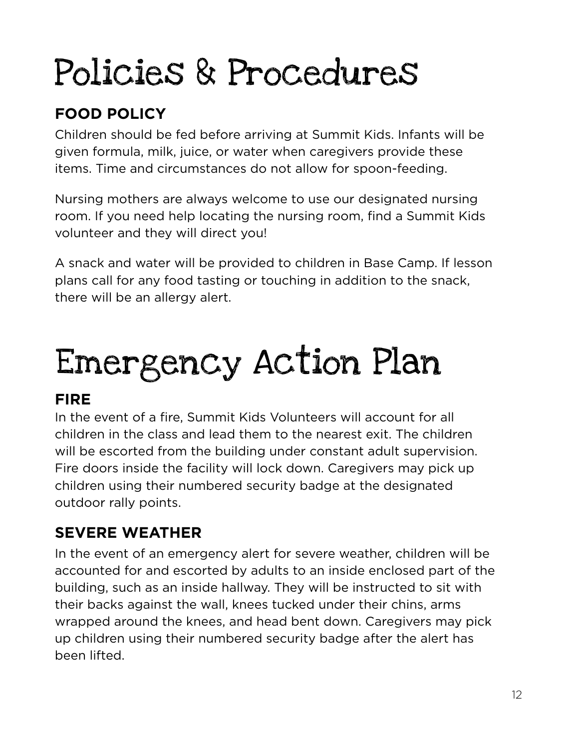# Policies & Procedures

## FOOD POLICY

Children should be fed before arriving at Summit Kids. Infants will be given formula, milk, juice, or water when caregivers provide these items. Time and circumstances do not allow for spoon-feeding.

Nursing mothers are always welcome to use our designated nursing room. If you need help locating the nursing room, find a Summit Kids volunteer and they will direct you!

A snack and water will be provided to children in Base Camp. If lesson plans call for any food tasting or touching in addition to the snack, there will be an allergy alert.

# Emergency Action Plan

## FIRE

In the event of a fire, Summit Kids Volunteers will account for all children in the class and lead them to the nearest exit. The children will be escorted from the building under constant adult supervision. Fire doors inside the facility will lock down. Caregivers may pick up children using their numbered security badge at the designated outdoor rally points.

## SEVERE WEATHER

In the event of an emergency alert for severe weather, children will be accounted for and escorted by adults to an inside enclosed part of the building, such as an inside hallway. They will be instructed to sit with their backs against the wall, knees tucked under their chins, arms wrapped around the knees, and head bent down. Caregivers may pick up children using their numbered security badge after the alert has been lifted.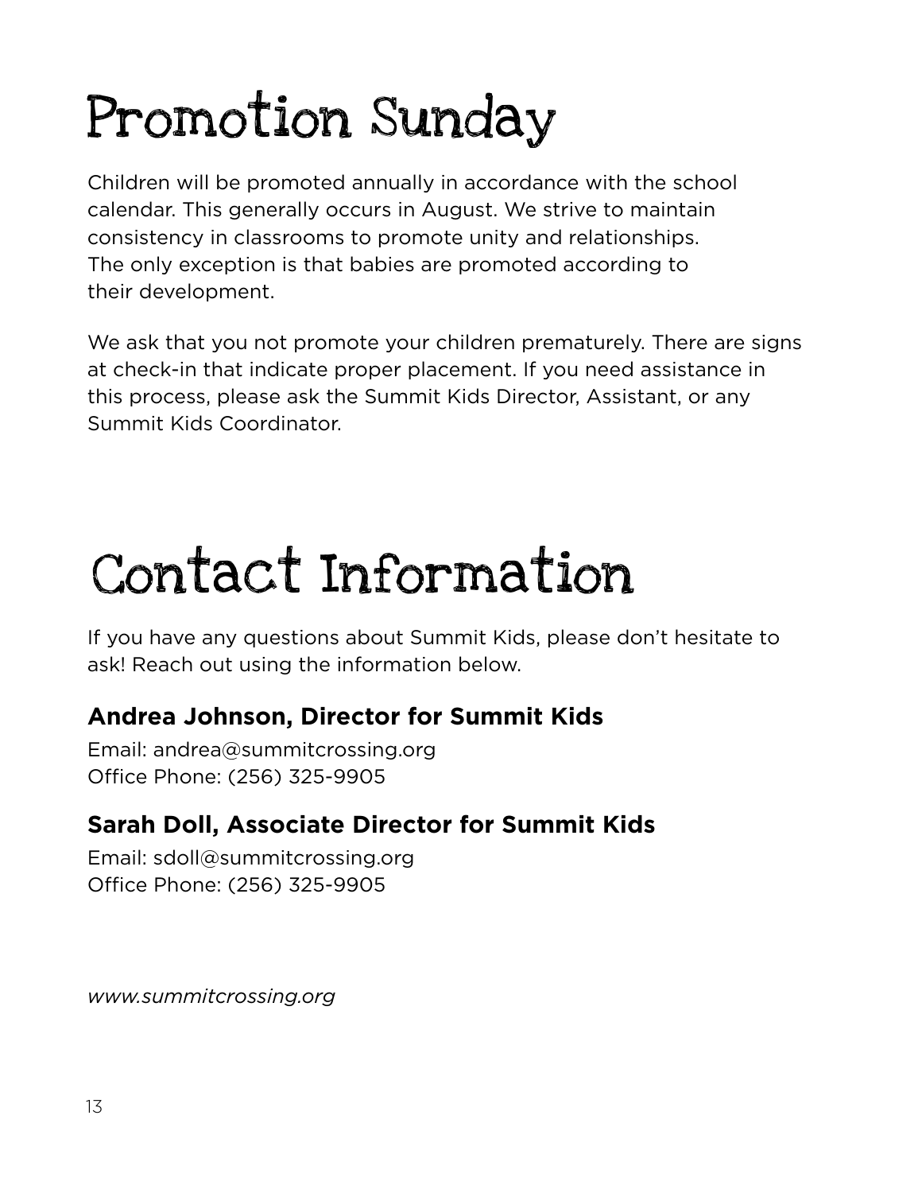# Promotion Sunday

Children will be promoted annually in accordance with the school calendar. This generally occurs in August. We strive to maintain consistency in classrooms to promote unity and relationships. The only exception is that babies are promoted according to their development.

We ask that you not promote your children prematurely. There are signs at check-in that indicate proper placement. If you need assistance in this process, please ask the Summit Kids Director, Assistant, or any Summit Kids Coordinator.

# Contact Information

If you have any questions about Summit Kids, please don't hesitate to ask! Reach out using the information below.

### Andrea Johnson, Director for Summit Kids

Email: andrea@summitcrossing.org
Office Phone: (256) 325-9905

### Sarah Doll, Associate Director for Summit Kids

Email: sdoll@summitcrossing.org
Office Phone: (256) 325-9905

*www.summitcrossing.org*